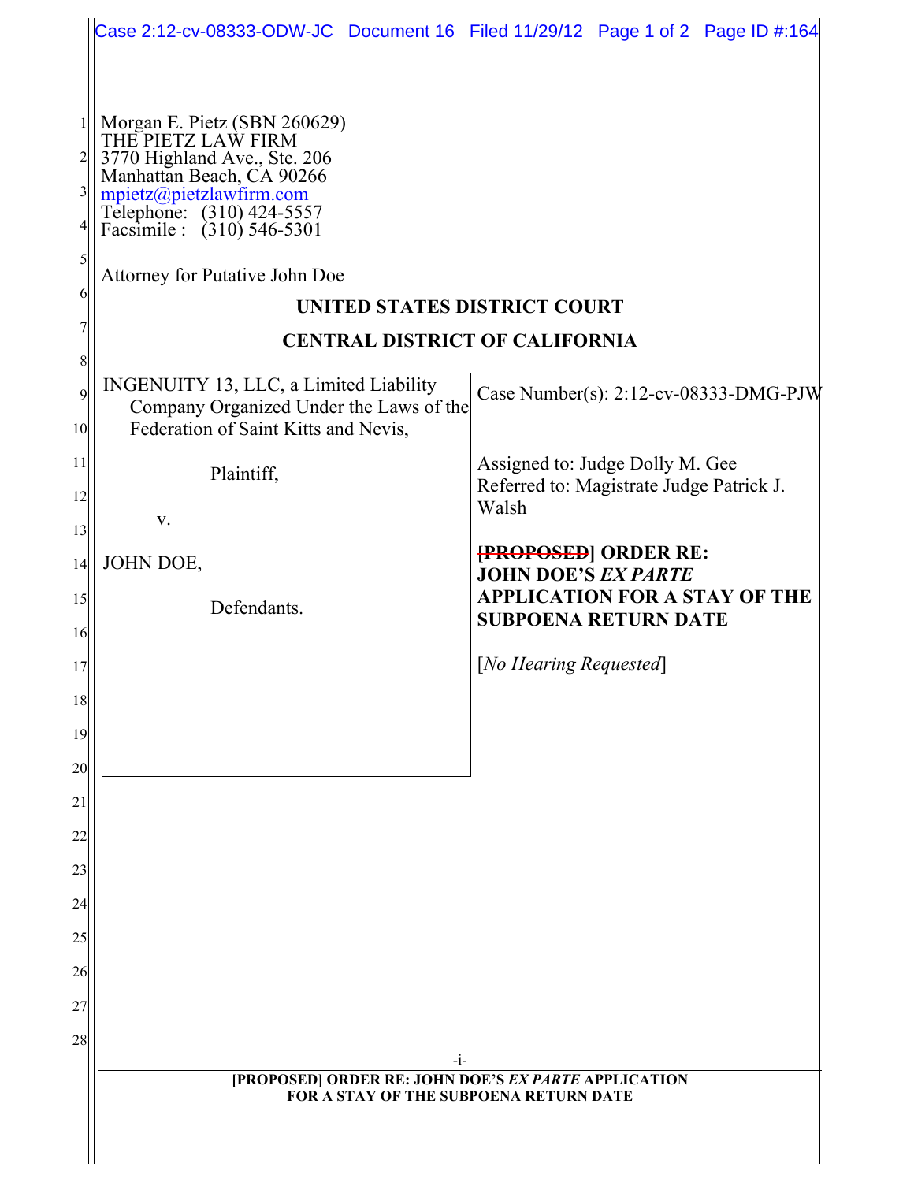Morgan E. Pietz (SBN 260629)
THE PIETZ LAW FIRM
3770 Highland Ave., Ste. 206
Manhattan Beach, CA 90266
mpietz@pietzlawfirm.com
Telephone: (310) 424-5557
Facsimile : (310) 546-5301

Attorney for Putative John Doe

**UNITED STATES DISTRICT COURT**

**CENTRAL DISTRICT OF CALIFORNIA**

| | |
|---|---|
| INGENUITY 13, LLC, a Limited Liability Company Organized Under the Laws of the Federation of Saint Kitts and Nevis,<br><br>Plaintiff,<br><br>v.<br><br>JOHN DOE,<br><br>Defendants. | Case Number(s): 2:12-cv-08333-DMG-PJW<br><br>Assigned to: Judge Dolly M. Gee<br>Referred to: Magistrate Judge Patrick J. Walsh<br><br>**~~[PROPOSED~~] ORDER RE: JOHN DOE'S *EX PARTE* APPLICATION FOR A STAY OF THE SUBPOENA RETURN DATE**<br><br>[*No Hearing Requested*] |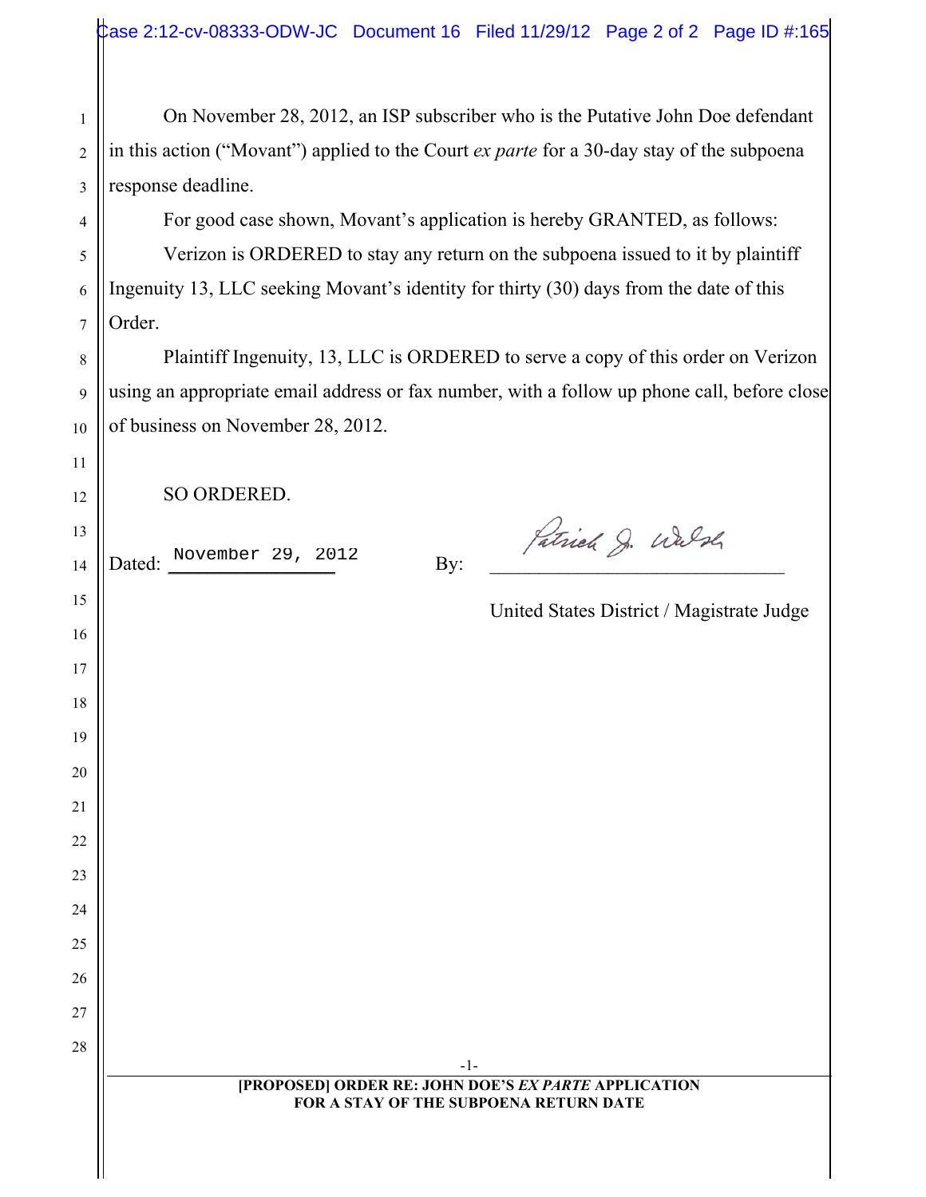On November 28, 2012, an ISP subscriber who is the Putative John Doe defendant in this action ("Movant") applied to the Court *ex parte* for a 30-day stay of the subpoena response deadline.

For good case shown, Movant's application is hereby GRANTED, as follows:

Verizon is ORDERED to stay any return on the subpoena issued to it by plaintiff Ingenuity 13, LLC seeking Movant's identity for thirty (30) days from the date of this Order.

Plaintiff Ingenuity, 13, LLC is ORDERED to serve a copy of this order on Verizon using an appropriate email address or fax number, with a follow up phone call, before close of business on November 28, 2012.

SO ORDERED.

Dated: November 29, 2012

By: Patrick J. Walsh

United States District / Magistrate Judge

**[PROPOSED] ORDER RE: JOHN DOE'S *EX PARTE* APPLICATION FOR A STAY OF THE SUBPOENA RETURN DATE**